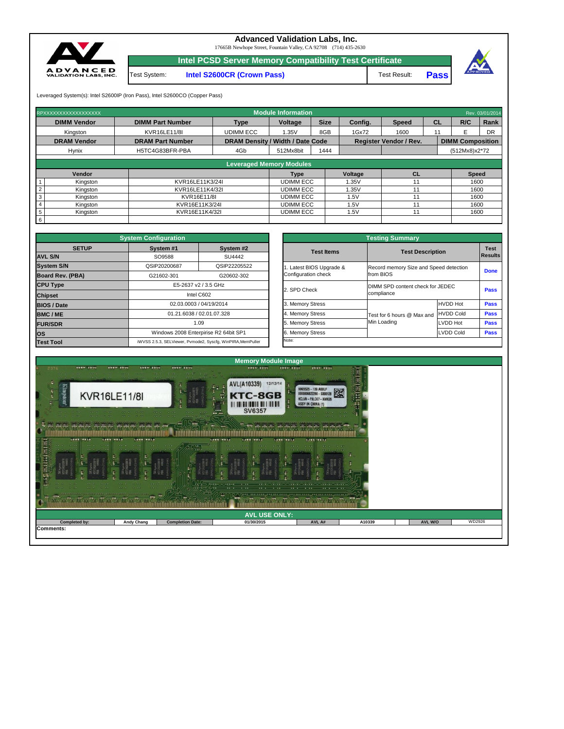# Advanced Validation Labs, Inc.

17665B Newhope Street, Fountain Valley, CA 92708 (714) 435-2630

## Intel PCSD Server Memory Compatibility Test Certificate

| Test System: | Intel S2600CR (Crown Pass) | Test Result: | Pass |
|---|---|---|---|

Leveraged System(s): Intel S2600IP (Iron Pass), Intel S2600CO (Copper Pass)

RPXXXXXXXXXXXXXXXXXX — **Module Information** — Rev. 03/01/2014

| DIMM Vendor | DIMM Part Number | Type | Voltage | Size | Config. | Speed | CL | R/C | Rank |
|---|---|---|---|---|---|---|---|---|---|
| Kingston | KVR16LE11/8I | UDIMM ECC | 1.35V | 8GB | 1Gx72 | 1600 | 11 | E | DR |

| DRAM Vendor | DRAM Part Number | DRAM Density / Width / Date Code | | | Register Vendor / Rev. | | DIMM Composition |
|---|---|---|---|---|---|---|---|
| Hynix | H5TC4G83BFR-PBA | 4Gb | 512Mx8bit | 1444 | | | (512Mx8)x2*72 |

**Leveraged Memory Modules**

| | Vendor | | Type | Voltage | CL | Speed |
|---|---|---|---|---|---|---|
| 1 | Kingston | KVR16LE11K3/24I | UDIMM ECC | 1.35V | 11 | 1600 |
| 2 | Kingston | KVR16LE11K4/32I | UDIMM ECC | 1.35V | 11 | 1600 |
| 3 | Kingston | KVR16E11/8I | UDIMM ECC | 1.5V | 11 | 1600 |
| 4 | Kingston | KVR16E11K3/24I | UDIMM ECC | 1.5V | 11 | 1600 |
| 5 | Kingston | KVR16E11K4/32I | UDIMM ECC | 1.5V | 11 | 1600 |
| 6 | | | | | | |

**System Configuration**

| SETUP | System #1 | System #2 |
|---|---|---|
| AVL S/N | SO9588 | SU4442 |
| System S/N | QSIP20200687 | QSIP22205522 |
| Board Rev. (PBA) | G21602-301 | G20602-302 |
| CPU Type | E5-2637 v2 / 3.5 GHz | |
| Chipset | Intel C602 | |
| BIOS / Date | 02.03.0003 / 04/19/2014 | |
| BMC / ME | 01.21.6038 / 02.01.07.328 | |
| FUR/SDR | 1.09 | |
| OS | Windows 2008 Enterprise R2 64bit SP1 | |
| Test Tool | iWVSS 2.5.3, SELViewer, Pvmode2, Syscfg, WinPIRA,MemPuller | |

**Testing Summary**

| Test Items | Test Description | | Test Results |
|---|---|---|---|
| 1. Latest BIOS Upgrade & Configuration check | Record memory Size and Speed detection from BIOS | | Done |
| 2. SPD Check | DIMM SPD content check for JEDEC compliance | | Pass |
| 3. Memory Stress | Test for 6 hours @ Max and Min Loading | HVDD Hot | Pass |
| 4. Memory Stress | | HVDD Cold | Pass |
| 5. Memory Stress | | LVDD Hot | Pass |
| 6. Memory Stress | | LVDD Cold | Pass |

Note:

**Memory Module Image**

**AVL USE ONLY:**

| Completed by: | Andy Chang | Completion Date: | 01/30/2015 | AVL A# | A10339 | AVL W/O | WD2926 |
|---|---|---|---|---|---|---|---|

Comments: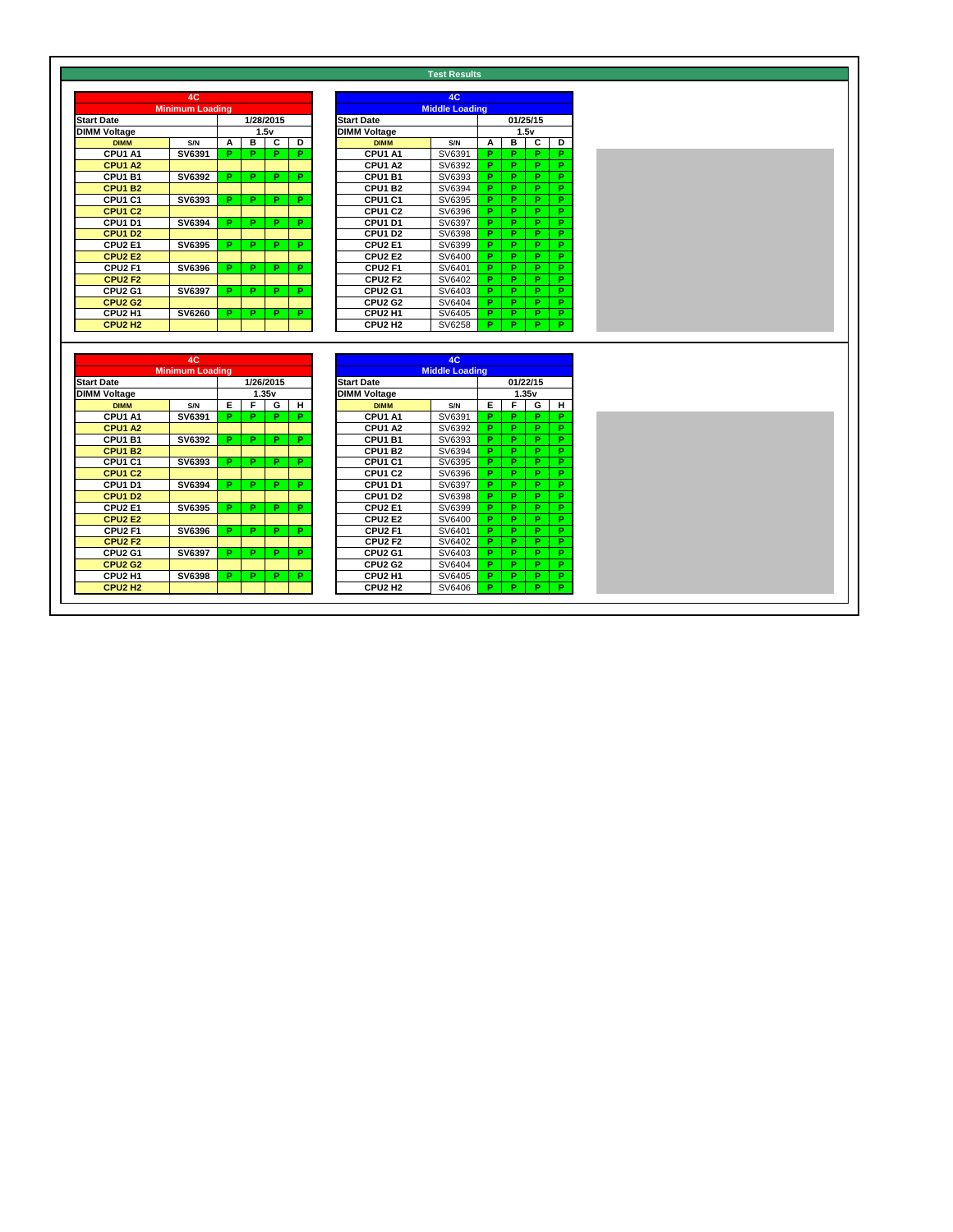## Test Results

| 4C Minimum Loading | | | | | |
|---|---|---|---|---|---|
| Start Date | | 1/28/2015 | | | |
| DIMM Voltage | | 1.5v | | | |
| DIMM | S/N | A | B | C | D |
| CPU1 A1 | SV6391 | P | P | P | P |
| CPU1 A2 | | | | | |
| CPU1 B1 | SV6392 | P | P | P | P |
| CPU1 B2 | | | | | |
| CPU1 C1 | SV6393 | P | P | P | P |
| CPU1 C2 | | | | | |
| CPU1 D1 | SV6394 | P | P | P | P |
| CPU1 D2 | | | | | |
| CPU2 E1 | SV6395 | P | P | P | P |
| CPU2 E2 | | | | | |
| CPU2 F1 | SV6396 | P | P | P | P |
| CPU2 F2 | | | | | |
| CPU2 G1 | SV6397 | P | P | P | P |
| CPU2 G2 | | | | | |
| CPU2 H1 | SV6260 | P | P | P | P |
| CPU2 H2 | | | | | |

| 4C Middle Loading | | | | | |
|---|---|---|---|---|---|
| Start Date | | 01/25/15 | | | |
| DIMM Voltage | | 1.5v | | | |
| DIMM | S/N | A | B | C | D |
| CPU1 A1 | SV6391 | P | P | P | P |
| CPU1 A2 | SV6392 | P | P | P | P |
| CPU1 B1 | SV6393 | P | P | P | P |
| CPU1 B2 | SV6394 | P | P | P | P |
| CPU1 C1 | SV6395 | P | P | P | P |
| CPU1 C2 | SV6396 | P | P | P | P |
| CPU1 D1 | SV6397 | P | P | P | P |
| CPU1 D2 | SV6398 | P | P | P | P |
| CPU2 E1 | SV6399 | P | P | P | P |
| CPU2 E2 | SV6400 | P | P | P | P |
| CPU2 F1 | SV6401 | P | P | P | P |
| CPU2 F2 | SV6402 | P | P | P | P |
| CPU2 G1 | SV6403 | P | P | P | P |
| CPU2 G2 | SV6404 | P | P | P | P |
| CPU2 H1 | SV6405 | P | P | P | P |
| CPU2 H2 | SV6258 | P | P | P | P |

| 4C Minimum Loading | | | | | |
|---|---|---|---|---|---|
| Start Date | | 1/26/2015 | | | |
| DIMM Voltage | | 1.35v | | | |
| DIMM | S/N | E | F | G | H |
| CPU1 A1 | SV6391 | P | P | P | P |
| CPU1 A2 | | | | | |
| CPU1 B1 | SV6392 | P | P | P | P |
| CPU1 B2 | | | | | |
| CPU1 C1 | SV6393 | P | P | P | P |
| CPU1 C2 | | | | | |
| CPU1 D1 | SV6394 | P | P | P | P |
| CPU1 D2 | | | | | |
| CPU2 E1 | SV6395 | P | P | P | P |
| CPU2 E2 | | | | | |
| CPU2 F1 | SV6396 | P | P | P | P |
| CPU2 F2 | | | | | |
| CPU2 G1 | SV6397 | P | P | P | P |
| CPU2 G2 | | | | | |
| CPU2 H1 | SV6398 | P | P | P | P |
| CPU2 H2 | | | | | |

| 4C Middle Loading | | | | | |
|---|---|---|---|---|---|
| Start Date | | 01/22/15 | | | |
| DIMM Voltage | | 1.35v | | | |
| DIMM | S/N | E | F | G | H |
| CPU1 A1 | SV6391 | P | P | P | P |
| CPU1 A2 | SV6392 | P | P | P | P |
| CPU1 B1 | SV6393 | P | P | P | P |
| CPU1 B2 | SV6394 | P | P | P | P |
| CPU1 C1 | SV6395 | P | P | P | P |
| CPU1 C2 | SV6396 | P | P | P | P |
| CPU1 D1 | SV6397 | P | P | P | P |
| CPU1 D2 | SV6398 | P | P | P | P |
| CPU2 E1 | SV6399 | P | P | P | P |
| CPU2 E2 | SV6400 | P | P | P | P |
| CPU2 F1 | SV6401 | P | P | P | P |
| CPU2 F2 | SV6402 | P | P | P | P |
| CPU2 G1 | SV6403 | P | P | P | P |
| CPU2 G2 | SV6404 | P | P | P | P |
| CPU2 H1 | SV6405 | P | P | P | P |
| CPU2 H2 | SV6406 | P | P | P | P |